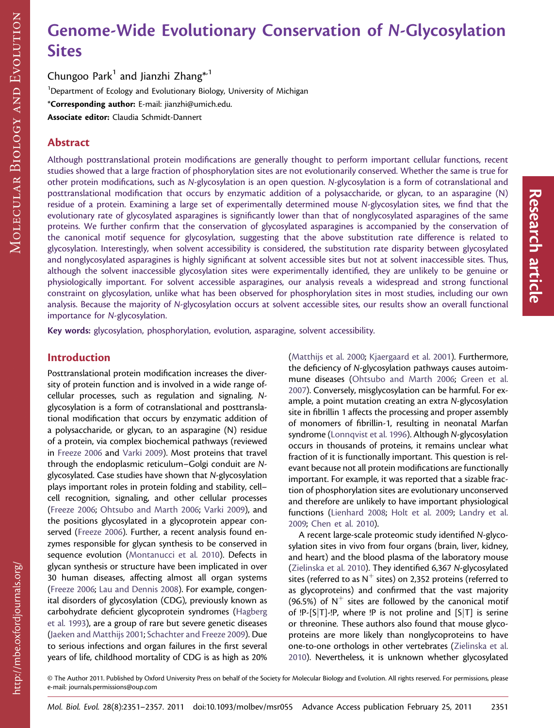# Genome-Wide Evolutionary Conservation of *N*-Glycosylation Sites

Chungoo Park[1] and Jianzhi Zhang*,[1]

[1]Department of Ecology and Evolutionary Biology, University of Michigan

***Corresponding author:** E-mail: jianzhi@umich.edu.

**Associate editor:** Claudia Schmidt-Dannert

## Abstract

Although posttranslational protein modifications are generally thought to perform important cellular functions, recent studies showed that a large fraction of phosphorylation sites are not evolutionarily conserved. Whether the same is true for other protein modifications, such as *N*-glycosylation is an open question. *N*-glycosylation is a form of cotranslational and posttranslational modification that occurs by enzymatic addition of a polysaccharide, or glycan, to an asparagine (N) residue of a protein. Examining a large set of experimentally determined mouse *N*-glycosylation sites, we find that the evolutionary rate of glycosylated asparagines is significantly lower than that of nonglycosylated asparagines of the same proteins. We further confirm that the conservation of glycosylated asparagines is accompanied by the conservation of the canonical motif sequence for glycosylation, suggesting that the above substitution rate difference is related to glycosylation. Interestingly, when solvent accessibility is considered, the substitution rate disparity between glycosylated and nonglycosylated asparagines is highly significant at solvent accessible sites but not at solvent inaccessible sites. Thus, although the solvent inaccessible glycosylation sites were experimentally identified, they are unlikely to be genuine or physiologically important. For solvent accessible asparagines, our analysis reveals a widespread and strong functional constraint on glycosylation, unlike what has been observed for phosphorylation sites in most studies, including our own analysis. Because the majority of *N*-glycosylation occurs at solvent accessible sites, our results show an overall functional importance for *N*-glycosylation.

**Key words:** glycosylation, phosphorylation, evolution, asparagine, solvent accessibility.

## Introduction

Posttranslational protein modification increases the diversity of protein function and is involved in a wide range of cellular processes, such as regulation and signaling. *N*-glycosylation is a form of cotranslational and posttranslational modification that occurs by enzymatic addition of a polysaccharide, or glycan, to an asparagine (N) residue of a protein, via complex biochemical pathways (reviewed in Freeze 2006 and Varki 2009). Most proteins that travel through the endoplasmic reticulum–Golgi conduit are *N*-glycosylated. Case studies have shown that *N*-glycosylation plays important roles in protein folding and stability, cell–cell recognition, signaling, and other cellular processes (Freeze 2006; Ohtsubo and Marth 2006; Varki 2009), and the positions glycosylated in a glycoprotein appear conserved (Freeze 2006). Further, a recent analysis found enzymes responsible for glycan synthesis to be conserved in sequence evolution (Montanucci et al. 2010). Defects in glycan synthesis or structure have been implicated in over 30 human diseases, affecting almost all organ systems (Freeze 2006; Lau and Dennis 2008). For example, congenital disorders of glycosylation (CDG), previously known as carbohydrate deficient glycoprotein syndromes (Hagberg et al. 1993), are a group of rare but severe genetic diseases (Jaeken and Matthijs 2001; Schachter and Freeze 2009). Due to serious infections and organ failures in the first several years of life, childhood mortality of CDG is as high as 20% (Matthijs et al. 2000; Kjaergaard et al. 2001). Furthermore, the deficiency of *N*-glycosylation pathways causes autoimmune diseases (Ohtsubo and Marth 2006; Green et al. 2007). Conversely, misglycosylation can be harmful. For example, a point mutation creating an extra *N*-glycosylation site in fibrillin 1 affects the processing and proper assembly of monomers of fibrillin-1, resulting in neonatal Marfan syndrome (Lonnqvist et al. 1996). Although *N*-glycosylation occurs in thousands of proteins, it remains unclear what fraction of it is functionally important. This question is relevant because not all protein modifications are functionally important. For example, it was reported that a sizable fraction of phosphorylation sites are evolutionary unconserved and therefore are unlikely to have important physiological functions (Lienhard 2008; Holt et al. 2009; Landry et al. 2009; Chen et al. 2010).

A recent large-scale proteomic study identified *N*-glycosylation sites in vivo from four organs (brain, liver, kidney, and heart) and the blood plasma of the laboratory mouse (Zielinska et al. 2010). They identified 6,367 *N*-glycosylated sites (referred to as $N^+$ sites) on 2,352 proteins (referred to as glycoproteins) and confirmed that the vast majority (96.5%) of $N^+$ sites are followed by the canonical motif of !P-[S|T]-!P, where !P is not proline and [S|T] is serine or threonine. These authors also found that mouse glycoproteins are more likely than nonglycoproteins to have one-to-one orthologs in other vertebrates (Zielinska et al. 2010). Nevertheless, it is unknown whether glycosylated

© The Author 2011. Published by Oxford University Press on behalf of the Society for Molecular Biology and Evolution. All rights reserved. For permissions, please e-mail: journals.permissions@oup.com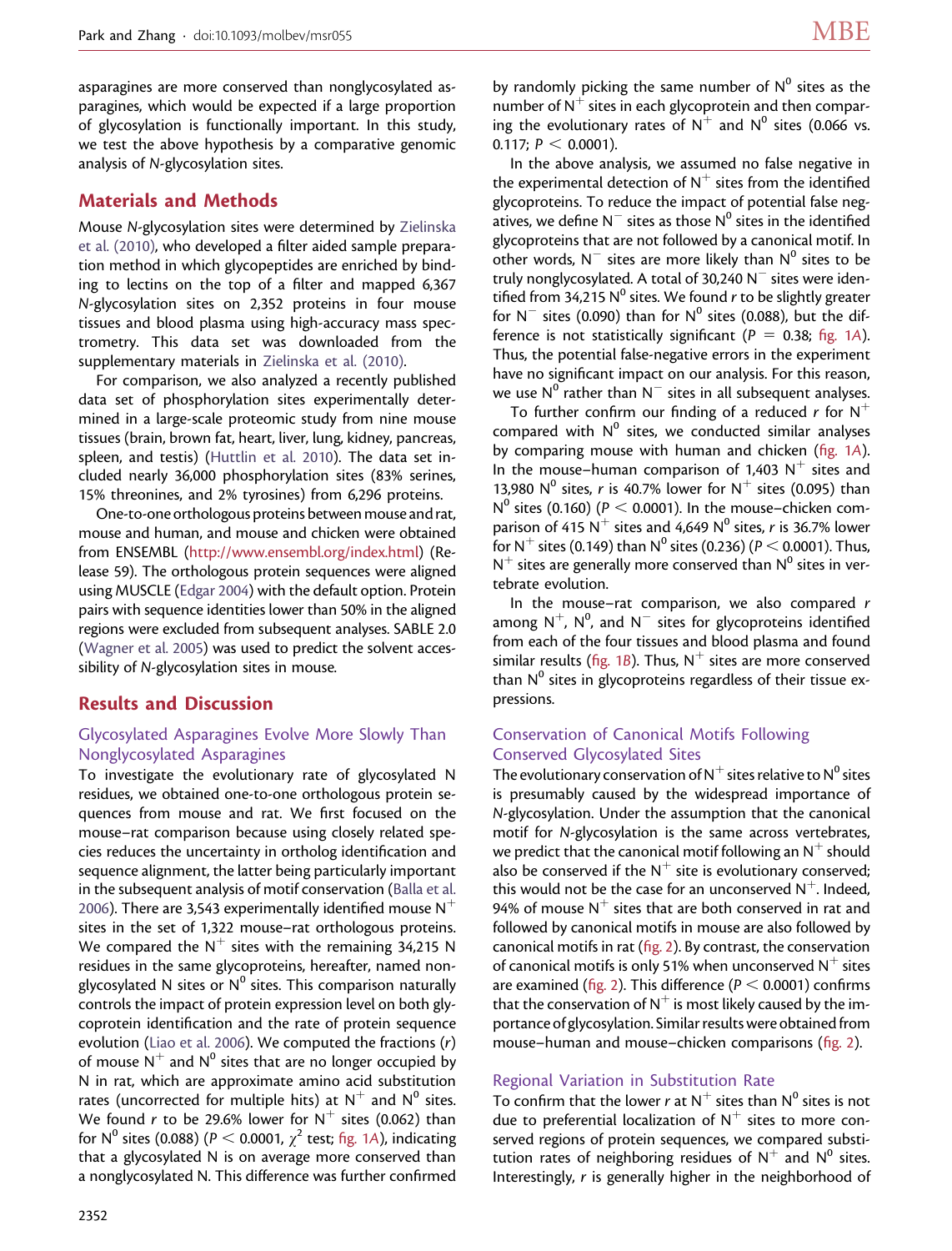asparagines are more conserved than nonglycosylated asparagines, which would be expected if a large proportion of glycosylation is functionally important. In this study, we test the above hypothesis by a comparative genomic analysis of N-glycosylation sites.

## Materials and Methods

Mouse N-glycosylation sites were determined by Zielinska et al. (2010), who developed a filter aided sample preparation method in which glycopeptides are enriched by binding to lectins on the top of a filter and mapped 6,367 N-glycosylation sites on 2,352 proteins in four mouse tissues and blood plasma using high-accuracy mass spectrometry. This data set was downloaded from the supplementary materials in Zielinska et al. (2010).

For comparison, we also analyzed a recently published data set of phosphorylation sites experimentally determined in a large-scale proteomic study from nine mouse tissues (brain, brown fat, heart, liver, lung, kidney, pancreas, spleen, and testis) (Huttlin et al. 2010). The data set included nearly 36,000 phosphorylation sites (83% serines, 15% threonines, and 2% tyrosines) from 6,296 proteins.

One-to-one orthologous proteins between mouse and rat, mouse and human, and mouse and chicken were obtained from ENSEMBL (http://www.ensembl.org/index.html) (Release 59). The orthologous protein sequences were aligned using MUSCLE (Edgar 2004) with the default option. Protein pairs with sequence identities lower than 50% in the aligned regions were excluded from subsequent analyses. SABLE 2.0 (Wagner et al. 2005) was used to predict the solvent accessibility of N-glycosylation sites in mouse.

## Results and Discussion

### Glycosylated Asparagines Evolve More Slowly Than Nonglycosylated Asparagines

To investigate the evolutionary rate of glycosylated N residues, we obtained one-to-one orthologous protein sequences from mouse and rat. We first focused on the mouse–rat comparison because using closely related species reduces the uncertainty in ortholog identification and sequence alignment, the latter being particularly important in the subsequent analysis of motif conservation (Balla et al. 2006). There are 3,543 experimentally identified mouse $N^+$ sites in the set of 1,322 mouse–rat orthologous proteins. We compared the $N^+$ sites with the remaining 34,215 N residues in the same glycoproteins, hereafter, named nonglycosylated N sites or $N^0$ sites. This comparison naturally controls the impact of protein expression level on both glycoprotein identification and the rate of protein sequence evolution (Liao et al. 2006). We computed the fractions ($r$) of mouse $N^+$ and $N^0$ sites that are no longer occupied by N in rat, which are approximate amino acid substitution rates (uncorrected for multiple hits) at $N^+$ and $N^0$ sites. We found $r$ to be 29.6% lower for $N^+$ sites (0.062) than for $N^0$ sites (0.088) ($P < 0.0001$, $\chi^2$ test; fig. 1A), indicating that a glycosylated N is on average more conserved than a nonglycosylated N. This difference was further confirmed by randomly picking the same number of $N^0$ sites as the number of $N^+$ sites in each glycoprotein and then comparing the evolutionary rates of $N^+$ and $N^0$ sites (0.066 vs. 0.117; $P < 0.0001$).

In the above analysis, we assumed no false negative in the experimental detection of $N^+$ sites from the identified glycoproteins. To reduce the impact of potential false negatives, we define $N^-$ sites as those $N^0$ sites in the identified glycoproteins that are not followed by a canonical motif. In other words, $N^-$ sites are more likely than $N^0$ sites to be truly nonglycosylated. A total of 30,240 $N^-$ sites were identified from 34,215 $N^0$ sites. We found $r$ to be slightly greater for $N^-$ sites (0.090) than for $N^0$ sites (0.088), but the difference is not statistically significant ($P = 0.38$; fig. 1A). Thus, the potential false-negative errors in the experiment have no significant impact on our analysis. For this reason, we use $N^0$ rather than $N^-$ sites in all subsequent analyses.

To further confirm our finding of a reduced $r$ for $N^+$ compared with $N^0$ sites, we conducted similar analyses by comparing mouse with human and chicken (fig. 1A). In the mouse–human comparison of 1,403 $N^+$ sites and 13,980 $N^0$ sites, $r$ is 40.7% lower for $N^+$ sites (0.095) than $N^0$ sites (0.160) ($P < 0.0001$). In the mouse–chicken comparison of 415 $N^+$ sites and 4,649 $N^0$ sites, $r$ is 36.7% lower for $N^+$ sites (0.149) than $N^0$ sites (0.236) ($P < 0.0001$). Thus, $N^+$ sites are generally more conserved than $N^0$ sites in vertebrate evolution.

In the mouse–rat comparison, we also compared $r$ among $N^+$, $N^0$, and $N^-$ sites for glycoproteins identified from each of the four tissues and blood plasma and found similar results (fig. 1B). Thus, $N^+$ sites are more conserved than $N^0$ sites in glycoproteins regardless of their tissue expressions.

### Conservation of Canonical Motifs Following Conserved Glycosylated Sites

The evolutionary conservation of $N^+$ sites relative to $N^0$ sites is presumably caused by the widespread importance of N-glycosylation. Under the assumption that the canonical motif for N-glycosylation is the same across vertebrates, we predict that the canonical motif following an $N^+$ should also be conserved if the $N^+$ site is evolutionary conserved; this would not be the case for an unconserved $N^+$. Indeed, 94% of mouse $N^+$ sites that are both conserved in rat and followed by canonical motifs in mouse are also followed by canonical motifs in rat (fig. 2). By contrast, the conservation of canonical motifs is only 51% when unconserved $N^+$ sites are examined (fig. 2). This difference ($P < 0.0001$) confirms that the conservation of $N^+$ is most likely caused by the importance of glycosylation. Similar results were obtained from mouse–human and mouse–chicken comparisons (fig. 2).

### Regional Variation in Substitution Rate

To confirm that the lower $r$ at $N^+$ sites than $N^0$ sites is not due to preferential localization of $N^+$ sites to more conserved regions of protein sequences, we compared substitution rates of neighboring residues of $N^+$ and $N^0$ sites. Interestingly, $r$ is generally higher in the neighborhood of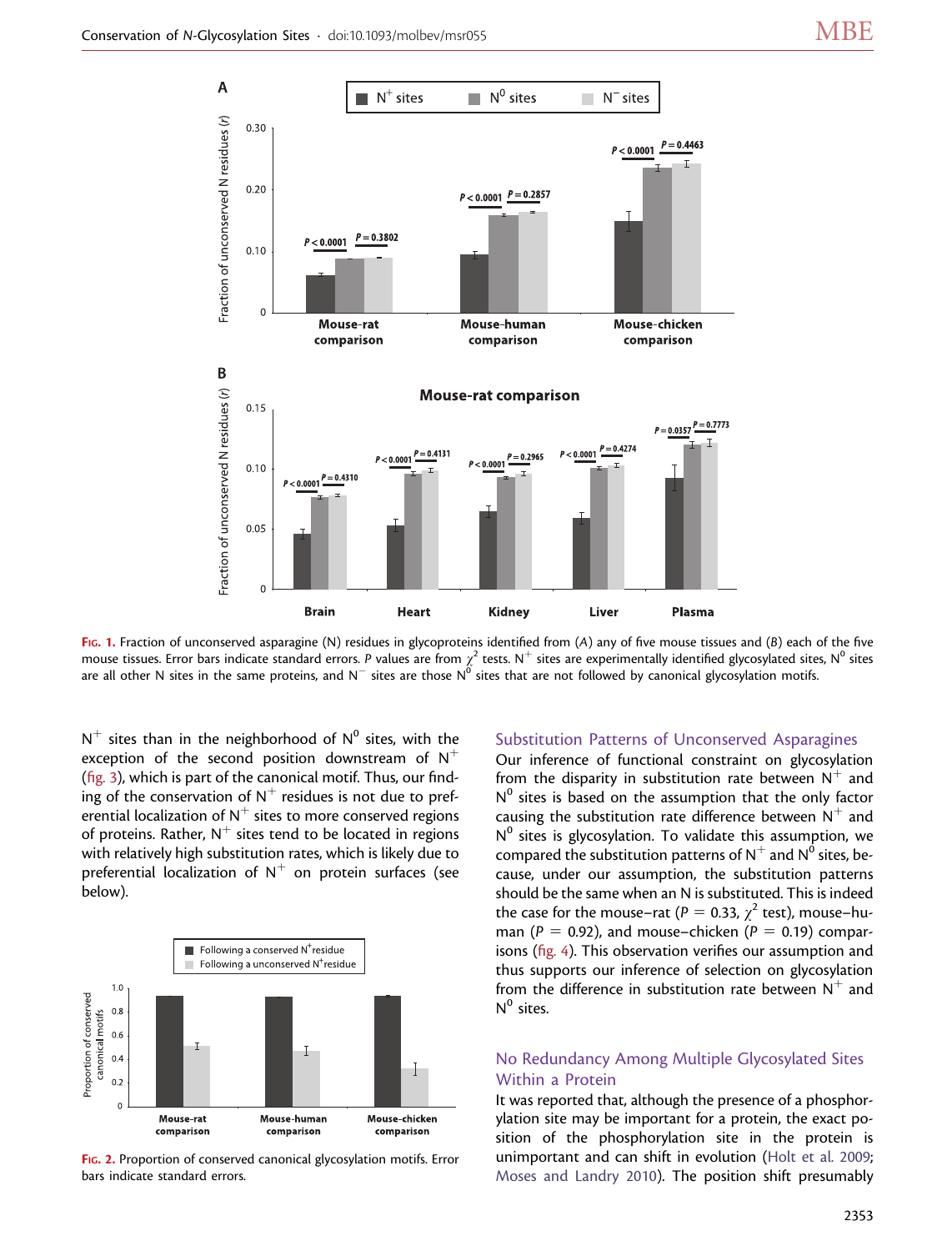Fig. 1. Fraction of unconserved asparagine (N) residues in glycoproteins identified from (A) any of five mouse tissues and (B) each of the five mouse tissues. Error bars indicate standard errors. P values are from $\chi^2$ tests. $N^+$ sites are experimentally identified glycosylated sites, $N^0$ sites are all other N sites in the same proteins, and $N^-$ sites are those $N^0$ sites that are not followed by canonical glycosylation motifs.

$N^+$ sites than in the neighborhood of $N^0$ sites, with the exception of the second position downstream of $N^+$ (fig. 3), which is part of the canonical motif. Thus, our finding of the conservation of $N^+$ residues is not due to preferential localization of $N^+$ sites to more conserved regions of proteins. Rather, $N^+$ sites tend to be located in regions with relatively high substitution rates, which is likely due to preferential localization of $N^+$ on protein surfaces (see below).

Fig. 2. Proportion of conserved canonical glycosylation motifs. Error bars indicate standard errors.

## Substitution Patterns of Unconserved Asparagines

Our inference of functional constraint on glycosylation from the disparity in substitution rate between $N^+$ and $N^0$ sites is based on the assumption that the only factor causing the substitution rate difference between $N^+$ and $N^0$ sites is glycosylation. To validate this assumption, we compared the substitution patterns of $N^+$ and $N^0$ sites, because, under our assumption, the substitution patterns should be the same when an N is substituted. This is indeed the case for the mouse–rat ($P = 0.33$, $\chi^2$ test), mouse–human ($P = 0.92$), and mouse–chicken ($P = 0.19$) comparisons (fig. 4). This observation verifies our assumption and thus supports our inference of selection on glycosylation from the difference in substitution rate between $N^+$ and $N^0$ sites.

## No Redundancy Among Multiple Glycosylated Sites Within a Protein

It was reported that, although the presence of a phosphorylation site may be important for a protein, the exact position of the phosphorylation site in the protein is unimportant and can shift in evolution (Holt et al. 2009; Moses and Landry 2010). The position shift presumably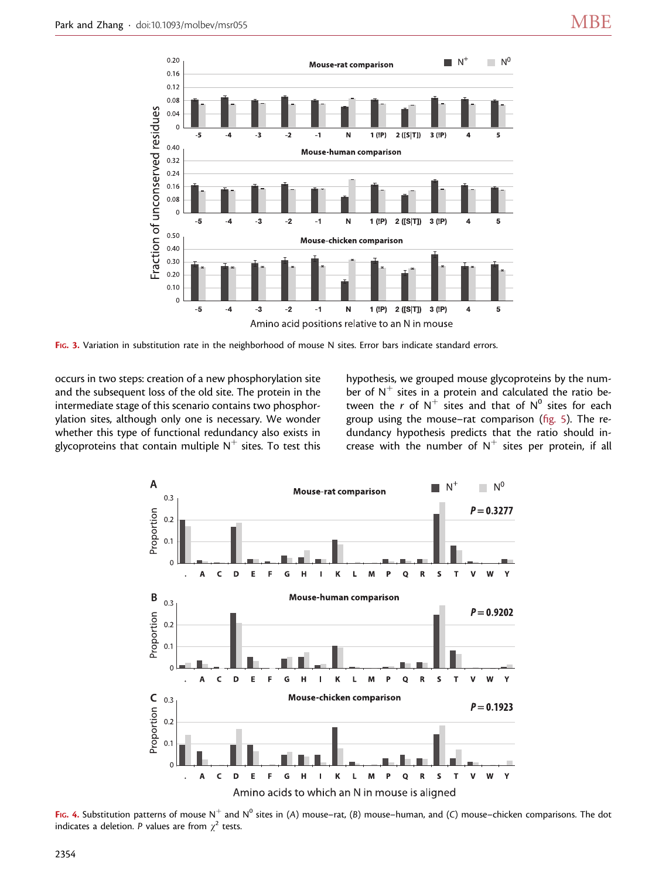FIG. 3. Variation in substitution rate in the neighborhood of mouse N sites. Error bars indicate standard errors.

occurs in two steps: creation of a new phosphorylation site and the subsequent loss of the old site. The protein in the intermediate stage of this scenario contains two phosphorylation sites, although only one is necessary. We wonder whether this type of functional redundancy also exists in glycoproteins that contain multiple $N^+$ sites. To test this hypothesis, we grouped mouse glycoproteins by the number of $N^+$ sites in a protein and calculated the ratio between the $r$ of $N^+$ sites and that of $N^0$ sites for each group using the mouse–rat comparison (fig. 5). The redundancy hypothesis predicts that the ratio should increase with the number of $N^+$ sites per protein, if all

FIG. 4. Substitution patterns of mouse $N^+$ and $N^0$ sites in (A) mouse–rat, (B) mouse–human, and (C) mouse–chicken comparisons. The dot indicates a deletion. P values are from $\chi^2$ tests.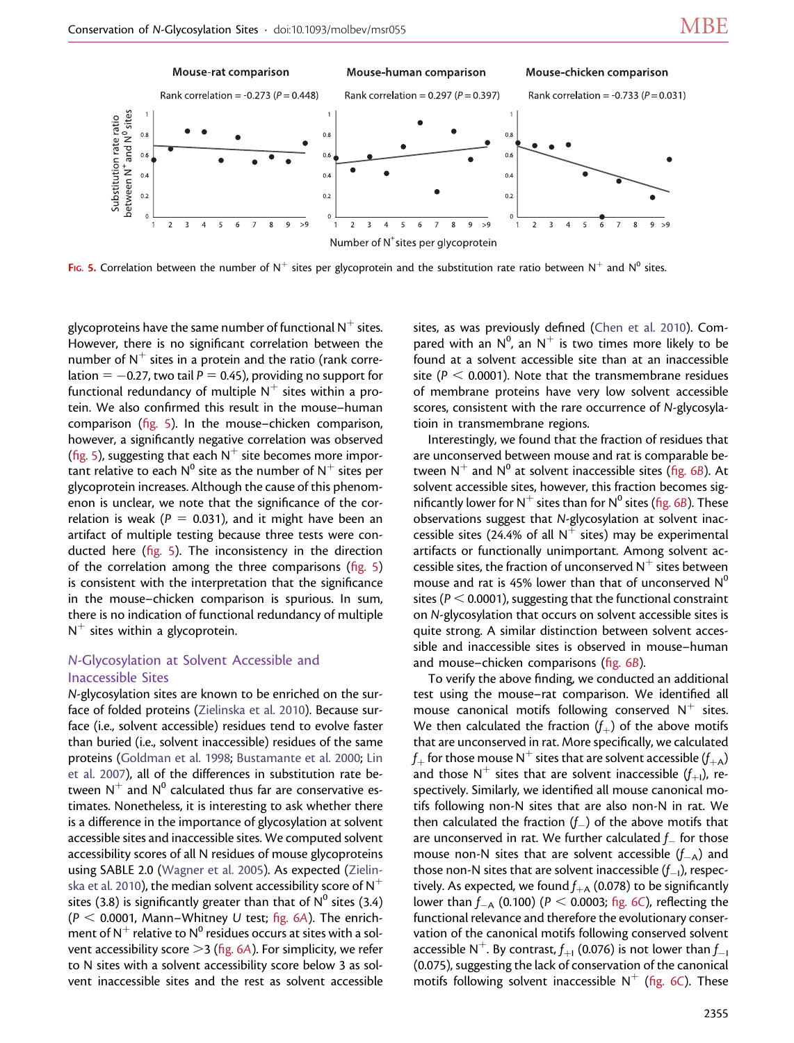Mouse-rat comparison — Rank correlation = -0.273 (P = 0.448)

Mouse-human comparison — Rank correlation = 0.297 (P = 0.397)

Mouse-chicken comparison — Rank correlation = -0.733 (P = 0.031)

Substitution rate ratio between $N^+$ and $N^0$ sites

Number of $N^+$ sites per glycoprotein

FIG. 5. Correlation between the number of $N^+$ sites per glycoprotein and the substitution rate ratio between $N^+$ and $N^0$ sites.

glycoproteins have the same number of functional $N^+$ sites. However, there is no significant correlation between the number of $N^+$ sites in a protein and the ratio (rank correlation = −0.27, two tail $P = 0.45$), providing no support for functional redundancy of multiple $N^+$ sites within a protein. We also confirmed this result in the mouse–human comparison (fig. 5). In the mouse–chicken comparison, however, a significantly negative correlation was observed (fig. 5), suggesting that each $N^+$ site becomes more important relative to each $N^0$ site as the number of $N^+$ sites per glycoprotein increases. Although the cause of this phenomenon is unclear, we note that the significance of the correlation is weak ($P = 0.031$), and it might have been an artifact of multiple testing because three tests were conducted here (fig. 5). The inconsistency in the direction of the correlation among the three comparisons (fig. 5) is consistent with the interpretation that the significance in the mouse–chicken comparison is spurious. In sum, there is no indication of functional redundancy of multiple $N^+$ sites within a glycoprotein.

## *N*-Glycosylation at Solvent Accessible and Inaccessible Sites

*N*-glycosylation sites are known to be enriched on the surface of folded proteins (Zielinska et al. 2010). Because surface (i.e., solvent accessible) residues tend to evolve faster than buried (i.e., solvent inaccessible) residues of the same proteins (Goldman et al. 1998; Bustamante et al. 2000; Lin et al. 2007), all of the differences in substitution rate between $N^+$ and $N^0$ calculated thus far are conservative estimates. Nonetheless, it is interesting to ask whether there is a difference in the importance of glycosylation at solvent accessible sites and inaccessible sites. We computed solvent accessibility scores of all N residues of mouse glycoproteins using SABLE 2.0 (Wagner et al. 2005). As expected (Zielinska et al. 2010), the median solvent accessibility score of $N^+$ sites (3.8) is significantly greater than that of $N^0$ sites (3.4) ($P < 0.0001$, Mann–Whitney *U* test; fig. 6*A*). The enrichment of $N^+$ relative to $N^0$ residues occurs at sites with a solvent accessibility score >3 (fig. 6*A*). For simplicity, we refer to N sites with a solvent accessibility score below 3 as solvent inaccessible sites and the rest as solvent accessible sites, as was previously defined (Chen et al. 2010). Compared with an $N^0$, an $N^+$ is two times more likely to be found at a solvent accessible site than at an inaccessible site ($P < 0.0001$). Note that the transmembrane residues of membrane proteins have very low solvent accessible scores, consistent with the rare occurrence of *N*-glycosylation in transmembrane regions.

Interestingly, we found that the fraction of residues that are unconserved between mouse and rat is comparable between $N^+$ and $N^0$ at solvent inaccessible sites (fig. 6*B*). At solvent accessible sites, however, this fraction becomes significantly lower for $N^+$ sites than for $N^0$ sites (fig. 6*B*). These observations suggest that *N*-glycosylation at solvent inaccessible sites (24.4% of all $N^+$ sites) may be experimental artifacts or functionally unimportant. Among solvent accessible sites, the fraction of unconserved $N^+$ sites between mouse and rat is 45% lower than that of unconserved $N^0$ sites ($P < 0.0001$), suggesting that the functional constraint on *N*-glycosylation that occurs on solvent accessible sites is quite strong. A similar distinction between solvent accessible and inaccessible sites is observed in mouse–human and mouse–chicken comparisons (fig. 6*B*).

To verify the above finding, we conducted an additional test using the mouse–rat comparison. We identified all mouse canonical motifs following conserved $N^+$ sites. We then calculated the fraction ($f_+$) of the above motifs that are unconserved in rat. More specifically, we calculated $f_+$ for those mouse $N^+$ sites that are solvent accessible ($f_{+A}$) and those $N^+$ sites that are solvent inaccessible ($f_{+I}$), respectively. Similarly, we identified all mouse canonical motifs following non-N sites that are also non-N in rat. We then calculated the fraction ($f_-$) of the above motifs that are unconserved in rat. We further calculated $f_-$ for those mouse non-N sites that are solvent accessible ($f_{-A}$) and those non-N sites that are solvent inaccessible ($f_{-I}$), respectively. As expected, we found $f_{+A}$ (0.078) to be significantly lower than $f_{-A}$ (0.100) ($P < 0.0003$; fig. 6*C*), reflecting the functional relevance and therefore the evolutionary conservation of the canonical motifs following conserved solvent accessible $N^+$. By contrast, $f_{+I}$ (0.076) is not lower than $f_{-I}$ (0.075), suggesting the lack of conservation of the canonical motifs following solvent inaccessible $N^+$ (fig. 6*C*). These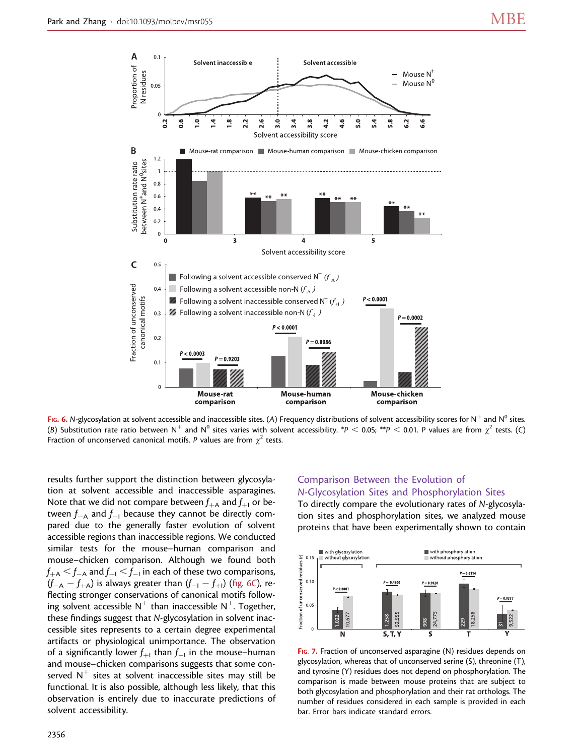FIG. 6. N-glycosylation at solvent accessible and inaccessible sites. (A) Frequency distributions of solvent accessibility scores for $N^+$ and $N^0$ sites. (B) Substitution rate ratio between $N^+$ and $N^0$ sites varies with solvent accessibility. $^*P < 0.05$; $^{**}P < 0.01$. P values are from $\chi^2$ tests. (C) Fraction of unconserved canonical motifs. P values are from $\chi^2$ tests.

results further support the distinction between glycosylation at solvent accessible and inaccessible asparagines. Note that we did not compare between $f_{+A}$ and $f_{+I}$ or between $f_{-A}$ and $f_{-I}$ because they cannot be directly compared due to the generally faster evolution of solvent accessible regions than inaccessible regions. We conducted similar tests for the mouse–human comparison and mouse–chicken comparison. Although we found both $f_{+A} < f_{-A}$ and $f_{+I} < f_{-I}$ in each of these two comparisons, $(f_{-A} - f_{+A})$ is always greater than $(f_{-I} - f_{+I})$ (fig. 6C), reflecting stronger conservations of canonical motifs following solvent accessible $N^+$ than inaccessible $N^+$. Together, these findings suggest that N-glycosylation in solvent inaccessible sites represents to a certain degree experimental artifacts or physiological unimportance. The observation of a significantly lower $f_{+I}$ than $f_{-I}$ in the mouse–human and mouse–chicken comparisons suggests that some conserved $N^+$ sites at solvent inaccessible sites may still be functional. It is also possible, although less likely, that this observation is entirely due to inaccurate predictions of solvent accessibility.

## Comparison Between the Evolution of N-Glycosylation Sites and Phosphorylation Sites

To directly compare the evolutionary rates of N-glycosylation sites and phosphorylation sites, we analyzed mouse proteins that have been experimentally shown to contain

FIG. 7. Fraction of unconserved asparagine (N) residues depends on glycosylation, whereas that of unconserved serine (S), threonine (T), and tyrosine (Y) residues does not depend on phosphorylation. The comparison is made between mouse proteins that are subject to both glycosylation and phosphorylation and their rat orthologs. The number of residues considered in each sample is provided in each bar. Error bars indicate standard errors.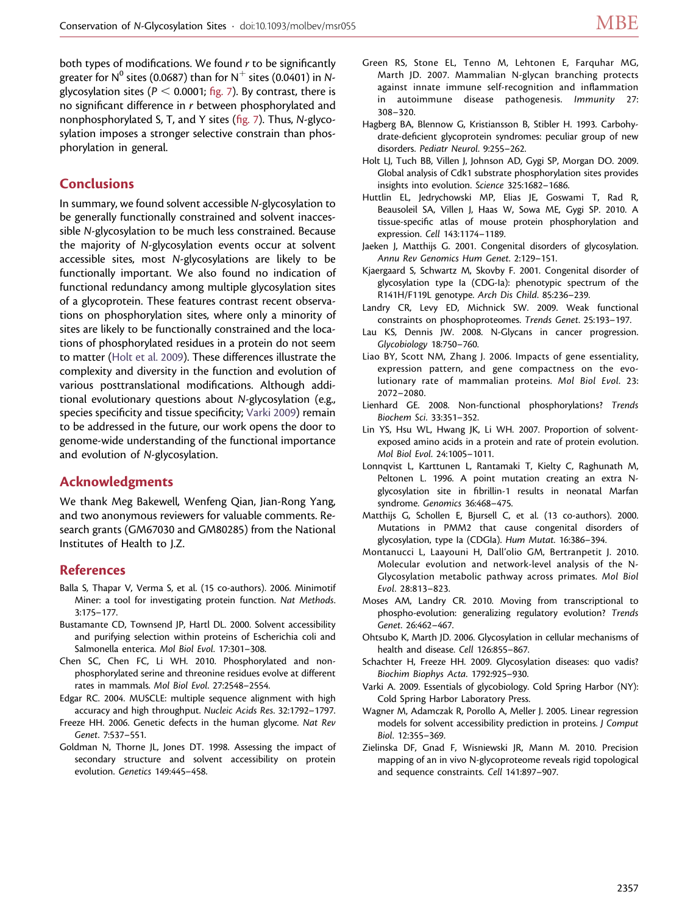both types of modifications. We found $r$ to be significantly greater for $N^0$ sites (0.0687) than for $N^+$ sites (0.0401) in *N*-glycosylation sites ($P < 0.0001$; fig. 7). By contrast, there is no significant difference in $r$ between phosphorylated and nonphosphorylated S, T, and Y sites (fig. 7). Thus, *N*-glycosylation imposes a stronger selective constrain than phosphorylation in general.

## Conclusions

In summary, we found solvent accessible *N*-glycosylation to be generally functionally constrained and solvent inaccessible *N*-glycosylation to be much less constrained. Because the majority of *N*-glycosylation events occur at solvent accessible sites, most *N*-glycosylations are likely to be functionally important. We also found no indication of functional redundancy among multiple glycosylation sites of a glycoprotein. These features contrast recent observations on phosphorylation sites, where only a minority of sites are likely to be functionally constrained and the locations of phosphorylated residues in a protein do not seem to matter (Holt et al. 2009). These differences illustrate the complexity and diversity in the function and evolution of various posttranslational modifications. Although additional evolutionary questions about *N*-glycosylation (e.g., species specificity and tissue specificity; Varki 2009) remain to be addressed in the future, our work opens the door to genome-wide understanding of the functional importance and evolution of *N*-glycosylation.

## Acknowledgments

We thank Meg Bakewell, Wenfeng Qian, Jian-Rong Yang, and two anonymous reviewers for valuable comments. Research grants (GM67030 and GM80285) from the National Institutes of Health to J.Z.

## References

Balla S, Thapar V, Verma S, et al. (15 co-authors). 2006. Minimotif Miner: a tool for investigating protein function. *Nat Methods*. 3:175–177.

Bustamante CD, Townsend JP, Hartl DL. 2000. Solvent accessibility and purifying selection within proteins of Escherichia coli and Salmonella enterica. *Mol Biol Evol*. 17:301–308.

Chen SC, Chen FC, Li WH. 2010. Phosphorylated and nonphosphorylated serine and threonine residues evolve at different rates in mammals. *Mol Biol Evol*. 27:2548–2554.

Edgar RC. 2004. MUSCLE: multiple sequence alignment with high accuracy and high throughput. *Nucleic Acids Res*. 32:1792–1797.

Freeze HH. 2006. Genetic defects in the human glycome. *Nat Rev Genet*. 7:537–551.

Goldman N, Thorne JL, Jones DT. 1998. Assessing the impact of secondary structure and solvent accessibility on protein evolution. *Genetics* 149:445–458.

Green RS, Stone EL, Tenno M, Lehtonen E, Farquhar MG, Marth JD. 2007. Mammalian N-glycan branching protects against innate immune self-recognition and inflammation in autoimmune disease pathogenesis. *Immunity* 27: 308–320.

Hagberg BA, Blennow G, Kristiansson B, Stibler H. 1993. Carbohydrate-deficient glycoprotein syndromes: peculiar group of new disorders. *Pediatr Neurol*. 9:255–262.

Holt LJ, Tuch BB, Villen J, Johnson AD, Gygi SP, Morgan DO. 2009. Global analysis of Cdk1 substrate phosphorylation sites provides insights into evolution. *Science* 325:1682–1686.

Huttlin EL, Jedrychowski MP, Elias JE, Goswami T, Rad R, Beausoleil SA, Villen J, Haas W, Sowa ME, Gygi SP. 2010. A tissue-specific atlas of mouse protein phosphorylation and expression. *Cell* 143:1174–1189.

Jaeken J, Matthijs G. 2001. Congenital disorders of glycosylation. *Annu Rev Genomics Hum Genet*. 2:129–151.

Kjaergaard S, Schwartz M, Skovby F. 2001. Congenital disorder of glycosylation type Ia (CDG-Ia): phenotypic spectrum of the R141H/F119L genotype. *Arch Dis Child*. 85:236–239.

Landry CR, Levy ED, Michnick SW. 2009. Weak functional constraints on phosphoproteomes. *Trends Genet*. 25:193–197.

Lau KS, Dennis JW. 2008. N-Glycans in cancer progression. *Glycobiology* 18:750–760.

Liao BY, Scott NM, Zhang J. 2006. Impacts of gene essentiality, expression pattern, and gene compactness on the evolutionary rate of mammalian proteins. *Mol Biol Evol*. 23: 2072–2080.

Lienhard GE. 2008. Non-functional phosphorylations? *Trends Biochem Sci*. 33:351–352.

Lin YS, Hsu WL, Hwang JK, Li WH. 2007. Proportion of solvent-exposed amino acids in a protein and rate of protein evolution. *Mol Biol Evol*. 24:1005–1011.

Lonnqvist L, Karttunen L, Rantamaki T, Kielty C, Raghunath M, Peltonen L. 1996. A point mutation creating an extra N-glycosylation site in fibrillin-1 results in neonatal Marfan syndrome. *Genomics* 36:468–475.

Matthijs G, Schollen E, Bjursell C, et al. (13 co-authors). 2000. Mutations in PMM2 that cause congenital disorders of glycosylation, type Ia (CDGIa). *Hum Mutat*. 16:386–394.

Montanucci L, Laayouni H, Dall'olio GM, Bertranpetit J. 2010. Molecular evolution and network-level analysis of the N-Glycosylation metabolic pathway across primates. *Mol Biol Evol*. 28:813–823.

Moses AM, Landry CR. 2010. Moving from transcriptional to phospho-evolution: generalizing regulatory evolution? *Trends Genet*. 26:462–467.

Ohtsubo K, Marth JD. 2006. Glycosylation in cellular mechanisms of health and disease. *Cell* 126:855–867.

Schachter H, Freeze HH. 2009. Glycosylation diseases: quo vadis? *Biochim Biophys Acta*. 1792:925–930.

Varki A. 2009. Essentials of glycobiology. Cold Spring Harbor (NY): Cold Spring Harbor Laboratory Press.

Wagner M, Adamczak R, Porollo A, Meller J. 2005. Linear regression models for solvent accessibility prediction in proteins. *J Comput Biol*. 12:355–369.

Zielinska DF, Gnad F, Wisniewski JR, Mann M. 2010. Precision mapping of an in vivo N-glycoproteome reveals rigid topological and sequence constraints. *Cell* 141:897–907.